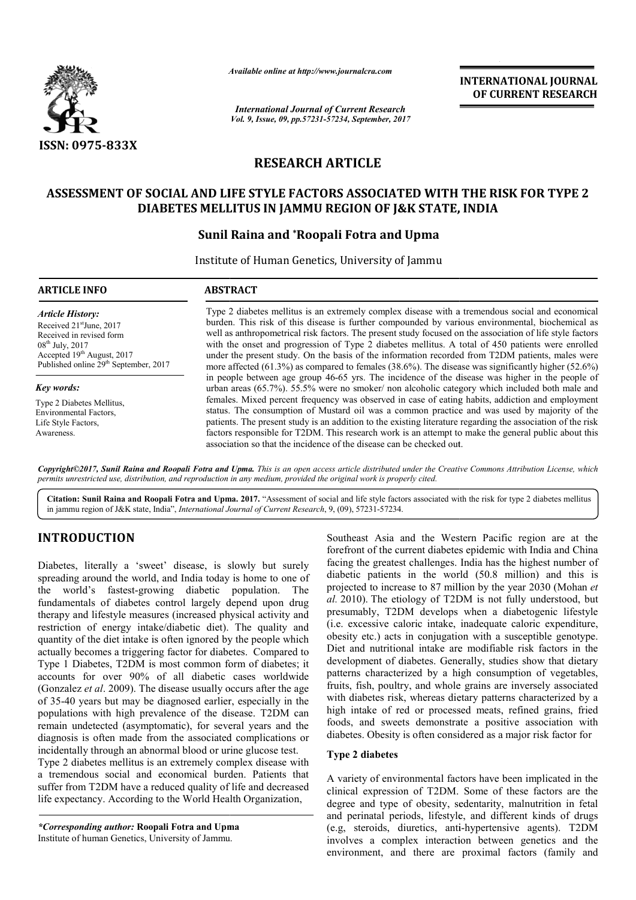*Available online at http://www.journalcra.com*

*International Journal of Current Research*
*Vol. 9, Issue, 09, pp.57231-57234, September, 2017*

**INTERNATIONAL JOURNAL OF CURRENT RESEARCH**

**ISSN: 0975-833X**

## RESEARCH ARTICLE

# ASSESSMENT OF SOCIAL AND LIFE STYLE FACTORS ASSOCIATED WITH THE RISK FOR TYPE 2 DIABETES MELLITUS IN JAMMU REGION OF J&K STATE, INDIA

**Sunil Raina and *Roopali Fotra and Upma**

Institute of Human Genetics, University of Jammu

**ARTICLE INFO**

*Article History:*

Received 21st June, 2017
Received in revised form
08th July, 2017
Accepted 19th August, 2017
Published online 29th September, 2017

*Key words:*

Type 2 Diabetes Mellitus,
Environmental Factors,
Life Style Factors,
Awareness.

**ABSTRACT**

Type 2 diabetes mellitus is an extremely complex disease with a tremendous social and economical burden. This risk of this disease is further compounded by various environmental, biochemical as well as anthropometrical risk factors. The present study focused on the association of life style factors with the onset and progression of Type 2 diabetes mellitus. A total of 450 patients were enrolled under the present study. On the basis of the information recorded from T2DM patients, males were more affected (61.3%) as compared to females (38.6%). The disease was significantly higher (52.6%) in people between age group 46-65 yrs. The incidence of the disease was higher in the people of urban areas (65.7%). 55.5% were no smoker/ non alcoholic category which included both male and females. Mixed percent frequency was observed in case of eating habits, addiction and employment status. The consumption of Mustard oil was a common practice and was used by majority of the patients. The present study is an addition to the existing literature regarding the association of the risk factors responsible for T2DM. This research work is an attempt to make the general public about this association so that the incidence of the disease can be checked out.

*Copyright©2017, Sunil Raina and Roopali Fotra and Upma. This is an open access article distributed under the Creative Commons Attribution License, which permits unrestricted use, distribution, and reproduction in any medium, provided the original work is properly cited.*

**Citation: Sunil Raina and Roopali Fotra and Upma. 2017.** "Assessment of social and life style factors associated with the risk for type 2 diabetes mellitus in jammu region of J&K state, India", *International Journal of Current Research*, 9, (09), 57231-57234.

## INTRODUCTION

Diabetes, literally a 'sweet' disease, is slowly but surely spreading around the world, and India today is home to one of the world's fastest-growing diabetic population. The fundamentals of diabetes control largely depend upon drug therapy and lifestyle measures (increased physical activity and restriction of energy intake/diabetic diet). The quality and quantity of the diet intake is often ignored by the people which actually becomes a triggering factor for diabetes. Compared to Type 1 Diabetes, T2DM is most common form of diabetes; it accounts for over 90% of all diabetic cases worldwide (Gonzalez *et al*. 2009). The disease usually occurs after the age of 35-40 years but may be diagnosed earlier, especially in the populations with high prevalence of the disease. T2DM can remain undetected (asymptomatic), for several years and the diagnosis is often made from the associated complications or incidentally through an abnormal blood or urine glucose test.

Type 2 diabetes mellitus is an extremely complex disease with a tremendous social and economical burden. Patients that suffer from T2DM have a reduced quality of life and decreased life expectancy. According to the World Health Organization, Southeast Asia and the Western Pacific region are at the forefront of the current diabetes epidemic with India and China facing the greatest challenges. India has the highest number of diabetic patients in the world (50.8 million) and this is projected to increase to 87 million by the year 2030 (Mohan *et al*. 2010). The etiology of T2DM is not fully understood, but presumably, T2DM develops when a diabetogenic lifestyle (i.e. excessive caloric intake, inadequate caloric expenditure, obesity etc.) acts in conjugation with a susceptible genotype. Diet and nutritional intake are modifiable risk factors in the development of diabetes. Generally, studies show that dietary patterns characterized by a high consumption of vegetables, fruits, fish, poultry, and whole grains are inversely associated with diabetes risk, whereas dietary patterns characterized by a high intake of red or processed meats, refined grains, fried foods, and sweets demonstrate a positive association with diabetes. Obesity is often considered as a major risk factor for

### Type 2 diabetes

A variety of environmental factors have been implicated in the clinical expression of T2DM. Some of these factors are the degree and type of obesity, sedentarity, malnutrition in fetal and perinatal periods, lifestyle, and different kinds of drugs (e.g, steroids, diuretics, anti-hypertensive agents). T2DM involves a complex interaction between genetics and the environment, and there are proximal factors (family and

**\*Corresponding author:** Roopali Fotra and Upma
Institute of human Genetics, University of Jammu.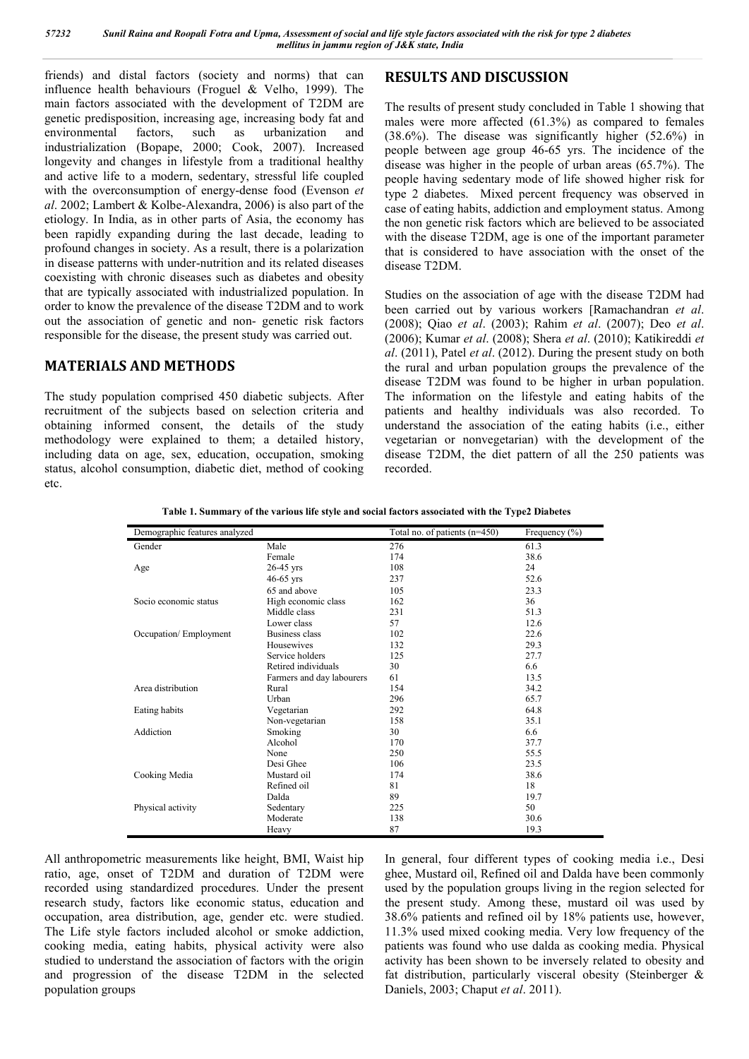friends) and distal factors (society and norms) that can influence health behaviours (Froguel & Velho, 1999). The main factors associated with the development of T2DM are genetic predisposition, increasing age, increasing body fat and environmental factors, such as urbanization and industrialization (Bopape, 2000; Cook, 2007). Increased longevity and changes in lifestyle from a traditional healthy and active life to a modern, sedentary, stressful life coupled with the overconsumption of energy-dense food (Evenson *et al*. 2002; Lambert & Kolbe-Alexandra, 2006) is also part of the etiology. In India, as in other parts of Asia, the economy has been rapidly expanding during the last decade, leading to profound changes in society. As a result, there is a polarization in disease patterns with under-nutrition and its related diseases coexisting with chronic diseases such as diabetes and obesity that are typically associated with industrialized population. In order to know the prevalence of the disease T2DM and to work out the association of genetic and non- genetic risk factors responsible for the disease, the present study was carried out.

## MATERIALS AND METHODS

The study population comprised 450 diabetic subjects. After recruitment of the subjects based on selection criteria and obtaining informed consent, the details of the study methodology were explained to them; a detailed history, including data on age, sex, education, occupation, smoking status, alcohol consumption, diabetic diet, method of cooking etc.

All anthropometric measurements like height, BMI, Waist hip ratio, age, onset of T2DM and duration of T2DM were recorded using standardized procedures. Under the present research study, factors like economic status, education and occupation, area distribution, age, gender etc. were studied. The Life style factors included alcohol or smoke addiction, cooking media, eating habits, physical activity were also studied to understand the association of factors with the origin and progression of the disease T2DM in the selected population groups

## RESULTS AND DISCUSSION

The results of present study concluded in Table 1 showing that males were more affected (61.3%) as compared to females (38.6%). The disease was significantly higher (52.6%) in people between age group 46-65 yrs. The incidence of the disease was higher in the people of urban areas (65.7%). The people having sedentary mode of life showed higher risk for type 2 diabetes. Mixed percent frequency was observed in case of eating habits, addiction and employment status. Among the non genetic risk factors which are believed to be associated with the disease T2DM, age is one of the important parameter that is considered to have association with the onset of the disease T2DM.

Studies on the association of age with the disease T2DM had been carried out by various workers [Ramachandran *et al*. (2008); Qiao *et al*. (2003); Rahim *et al*. (2007); Deo *et al*. (2006); Kumar *et al*. (2008); Shera *et al*. (2010); Katikireddi *et al*. (2011), Patel *et al*. (2012). During the present study on both the rural and urban population groups the prevalence of the disease T2DM was found to be higher in urban population. The information on the lifestyle and eating habits of the patients and healthy individuals was also recorded. To understand the association of the eating habits (i.e., either vegetarian or nonvegetarian) with the development of the disease T2DM, the diet pattern of all the 250 patients was recorded.

**Table 1. Summary of the various life style and social factors associated with the Type2 Diabetes**

| Demographic features analyzed | | Total no. of patients (n=450) | Frequency (%) |
|---|---|---|---|
| Gender | Male | 276 | 61.3 |
| | Female | 174 | 38.6 |
| Age | 26-45 yrs | 108 | 24 |
| | 46-65 yrs | 237 | 52.6 |
| | 65 and above | 105 | 23.3 |
| Socio economic status | High economic class | 162 | 36 |
| | Middle class | 231 | 51.3 |
| | Lower class | 57 | 12.6 |
| Occupation/ Employment | Business class | 102 | 22.6 |
| | Housewives | 132 | 29.3 |
| | Service holders | 125 | 27.7 |
| | Retired individuals | 30 | 6.6 |
| | Farmers and day labourers | 61 | 13.5 |
| Area distribution | Rural | 154 | 34.2 |
| | Urban | 296 | 65.7 |
| Eating habits | Vegetarian | 292 | 64.8 |
| | Non-vegetarian | 158 | 35.1 |
| Addiction | Smoking | 30 | 6.6 |
| | Alcohol | 170 | 37.7 |
| | None | 250 | 55.5 |
| | Desi Ghee | 106 | 23.5 |
| Cooking Media | Mustard oil | 174 | 38.6 |
| | Refined oil | 81 | 18 |
| | Dalda | 89 | 19.7 |
| Physical activity | Sedentary | 225 | 50 |
| | Moderate | 138 | 30.6 |
| | Heavy | 87 | 19.3 |

In general, four different types of cooking media i.e., Desi ghee, Mustard oil, Refined oil and Dalda have been commonly used by the population groups living in the region selected for the present study. Among these, mustard oil was used by 38.6% patients and refined oil by 18% patients use, however, 11.3% used mixed cooking media. Very low frequency of the patients was found who use dalda as cooking media. Physical activity has been shown to be inversely related to obesity and fat distribution, particularly visceral obesity (Steinberger & Daniels, 2003; Chaput *et al*. 2011).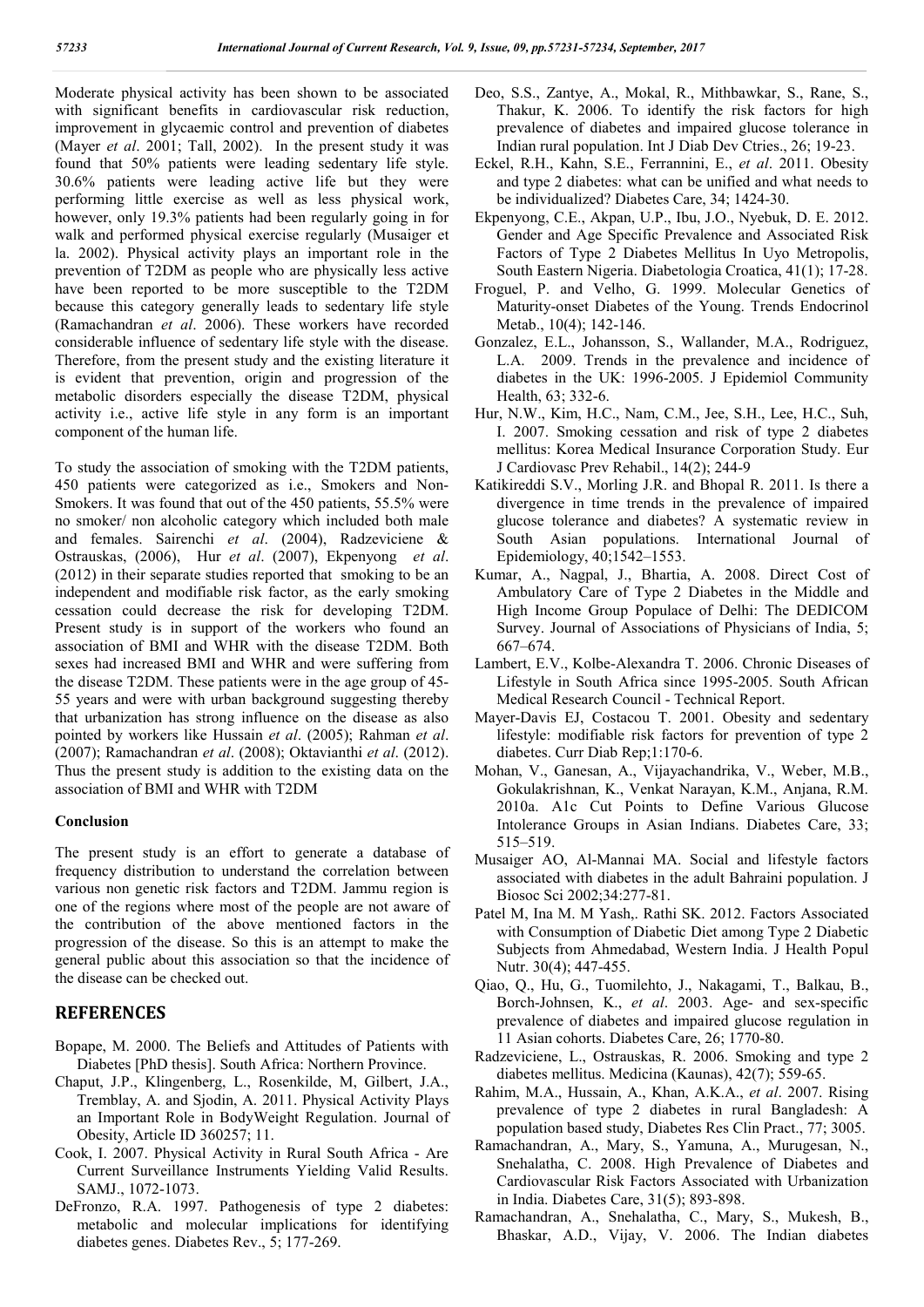Moderate physical activity has been shown to be associated with significant benefits in cardiovascular risk reduction, improvement in glycaemic control and prevention of diabetes (Mayer *et al*. 2001; Tall, 2002). In the present study it was found that 50% patients were leading sedentary life style. 30.6% patients were leading active life but they were performing little exercise as well as less physical work, however, only 19.3% patients had been regularly going in for walk and performed physical exercise regularly (Musaiger et la. 2002). Physical activity plays an important role in the prevention of T2DM as people who are physically less active have been reported to be more susceptible to the T2DM because this category generally leads to sedentary life style (Ramachandran *et al*. 2006). These workers have recorded considerable influence of sedentary life style with the disease. Therefore, from the present study and the existing literature it is evident that prevention, origin and progression of the metabolic disorders especially the disease T2DM, physical activity i.e., active life style in any form is an important component of the human life.

To study the association of smoking with the T2DM patients, 450 patients were categorized as i.e., Smokers and Non-Smokers. It was found that out of the 450 patients, 55.5% were no smoker/ non alcoholic category which included both male and females. Sairenchi *et al*. (2004), Radzeviciene & Ostrauskas, (2006), Hur *et al*. (2007), Ekpenyong *et al*. (2012) in their separate studies reported that smoking to be an independent and modifiable risk factor, as the early smoking cessation could decrease the risk for developing T2DM. Present study is in support of the workers who found an association of BMI and WHR with the disease T2DM. Both sexes had increased BMI and WHR and were suffering from the disease T2DM. These patients were in the age group of 45-55 years and were with urban background suggesting thereby that urbanization has strong influence on the disease as also pointed by workers like Hussain *et al*. (2005); Rahman *et al*. (2007); Ramachandran *et al*. (2008); Oktavianthi *et al*. (2012). Thus the present study is addition to the existing data on the association of BMI and WHR with T2DM

### Conclusion

The present study is an effort to generate a database of frequency distribution to understand the correlation between various non genetic risk factors and T2DM. Jammu region is one of the regions where most of the people are not aware of the contribution of the above mentioned factors in the progression of the disease. So this is an attempt to make the general public about this association so that the incidence of the disease can be checked out.

## REFERENCES

- Bopape, M. 2000. The Beliefs and Attitudes of Patients with Diabetes [PhD thesis]. South Africa: Northern Province.
- Chaput, J.P., Klingenberg, L., Rosenkilde, M, Gilbert, J.A., Tremblay, A. and Sjodin, A. 2011. Physical Activity Plays an Important Role in BodyWeight Regulation. Journal of Obesity, Article ID 360257; 11.
- Cook, I. 2007. Physical Activity in Rural South Africa - Are Current Surveillance Instruments Yielding Valid Results. SAMJ., 1072-1073.
- DeFronzo, R.A. 1997. Pathogenesis of type 2 diabetes: metabolic and molecular implications for identifying diabetes genes. Diabetes Rev., 5; 177-269.
- Deo, S.S., Zantye, A., Mokal, R., Mithbawkar, S., Rane, S., Thakur, K. 2006. To identify the risk factors for high prevalence of diabetes and impaired glucose tolerance in Indian rural population. Int J Diab Dev Ctries., 26; 19-23.
- Eckel, R.H., Kahn, S.E., Ferrannini, E., *et al*. 2011. Obesity and type 2 diabetes: what can be unified and what needs to be individualized? Diabetes Care, 34; 1424-30.
- Ekpenyong, C.E., Akpan, U.P., Ibu, J.O., Nyebuk, D. E. 2012. Gender and Age Specific Prevalence and Associated Risk Factors of Type 2 Diabetes Mellitus In Uyo Metropolis, South Eastern Nigeria. Diabetologia Croatica, 41(1); 17-28.
- Froguel, P. and Velho, G. 1999. Molecular Genetics of Maturity-onset Diabetes of the Young. Trends Endocrinol Metab., 10(4); 142-146.
- Gonzalez, E.L., Johansson, S., Wallander, M.A., Rodriguez, L.A. 2009. Trends in the prevalence and incidence of diabetes in the UK: 1996-2005. J Epidemiol Community Health, 63; 332-6.
- Hur, N.W., Kim, H.C., Nam, C.M., Jee, S.H., Lee, H.C., Suh, I. 2007. Smoking cessation and risk of type 2 diabetes mellitus: Korea Medical Insurance Corporation Study. Eur J Cardiovasc Prev Rehabil., 14(2); 244-9
- Katikireddi S.V., Morling J.R. and Bhopal R. 2011. Is there a divergence in time trends in the prevalence of impaired glucose tolerance and diabetes? A systematic review in South Asian populations. International Journal of Epidemiology, 40;1542–1553.
- Kumar, A., Nagpal, J., Bhartia, A. 2008. Direct Cost of Ambulatory Care of Type 2 Diabetes in the Middle and High Income Group Populace of Delhi: The DEDICOM Survey. Journal of Associations of Physicians of India, 5; 667–674.
- Lambert, E.V., Kolbe-Alexandra T. 2006. Chronic Diseases of Lifestyle in South Africa since 1995-2005. South African Medical Research Council - Technical Report.
- Mayer-Davis EJ, Costacou T. 2001. Obesity and sedentary lifestyle: modifiable risk factors for prevention of type 2 diabetes. Curr Diab Rep;1:170-6.
- Mohan, V., Ganesan, A., Vijayachandrika, V., Weber, M.B., Gokulakrishnan, K., Venkat Narayan, K.M., Anjana, R.M. 2010a. A1c Cut Points to Define Various Glucose Intolerance Groups in Asian Indians. Diabetes Care, 33; 515–519.
- Musaiger AO, Al-Mannai MA. Social and lifestyle factors associated with diabetes in the adult Bahraini population. J Biosoc Sci 2002;34:277-81.
- Patel M, Ina M. M Yash,. Rathi SK. 2012. Factors Associated with Consumption of Diabetic Diet among Type 2 Diabetic Subjects from Ahmedabad, Western India. J Health Popul Nutr. 30(4); 447-455.
- Qiao, Q., Hu, G., Tuomilehto, J., Nakagami, T., Balkau, B., Borch-Johnsen, K., *et al*. 2003. Age- and sex-specific prevalence of diabetes and impaired glucose regulation in 11 Asian cohorts. Diabetes Care, 26; 1770-80.
- Radzeviciene, L., Ostrauskas, R. 2006. Smoking and type 2 diabetes mellitus. Medicina (Kaunas), 42(7); 559-65.
- Rahim, M.A., Hussain, A., Khan, A.K.A., *et al*. 2007. Rising prevalence of type 2 diabetes in rural Bangladesh: A population based study, Diabetes Res Clin Pract., 77; 3005.
- Ramachandran, A., Mary, S., Yamuna, A., Murugesan, N., Snehalatha, C. 2008. High Prevalence of Diabetes and Cardiovascular Risk Factors Associated with Urbanization in India. Diabetes Care, 31(5); 893-898.
- Ramachandran, A., Snehalatha, C., Mary, S., Mukesh, B., Bhaskar, A.D., Vijay, V. 2006. The Indian diabetes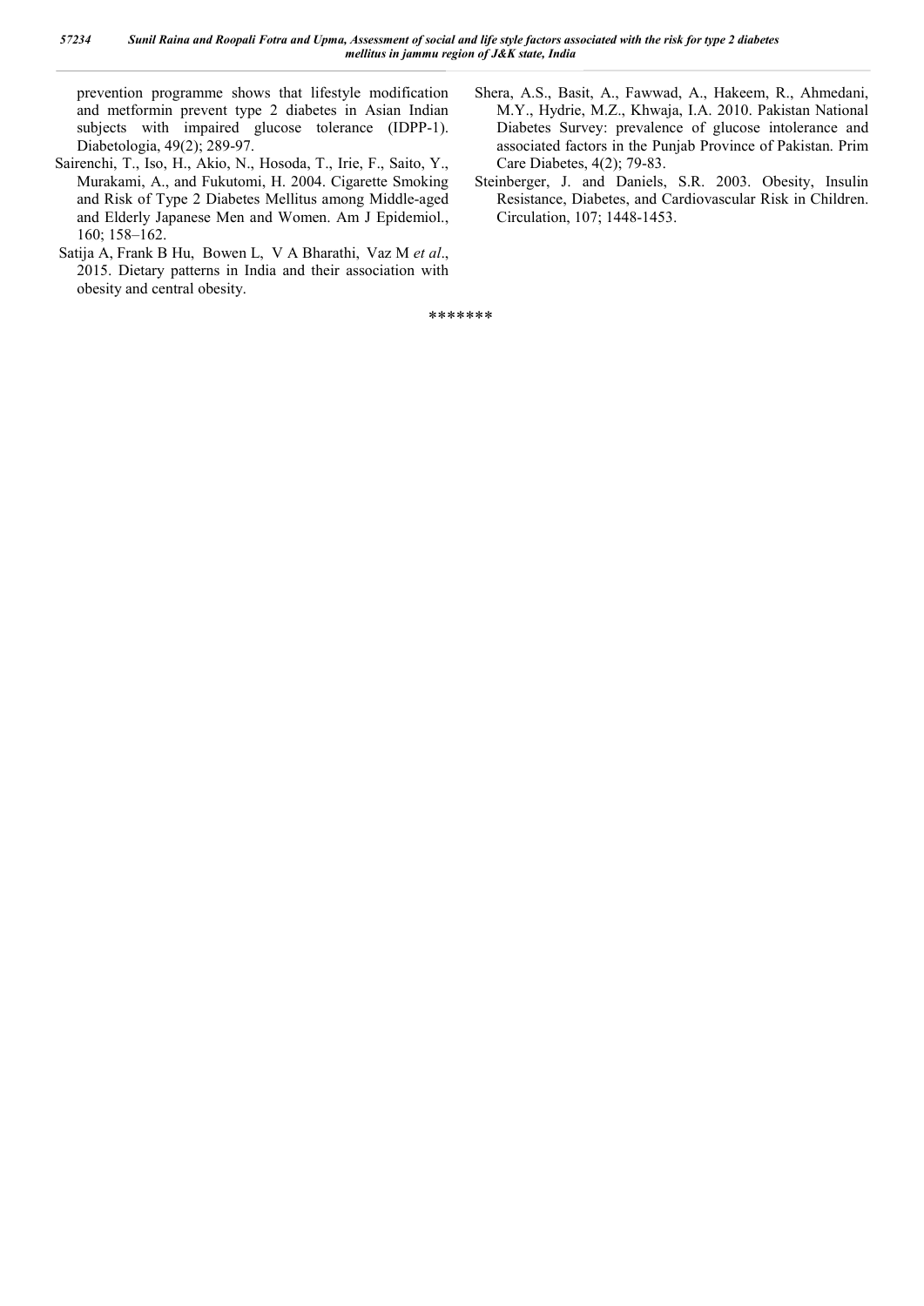prevention programme shows that lifestyle modification and metformin prevent type 2 diabetes in Asian Indian subjects with impaired glucose tolerance (IDPP-1). Diabetologia, 49(2); 289-97.

Sairenchi, T., Iso, H., Akio, N., Hosoda, T., Irie, F., Saito, Y., Murakami, A., and Fukutomi, H. 2004. Cigarette Smoking and Risk of Type 2 Diabetes Mellitus among Middle-aged and Elderly Japanese Men and Women. Am J Epidemiol., 160; 158–162.

Satija A, Frank B Hu, Bowen L, V A Bharathi, Vaz M *et al*., 2015. Dietary patterns in India and their association with obesity and central obesity.

Shera, A.S., Basit, A., Fawwad, A., Hakeem, R., Ahmedani, M.Y., Hydrie, M.Z., Khwaja, I.A. 2010. Pakistan National Diabetes Survey: prevalence of glucose intolerance and associated factors in the Punjab Province of Pakistan. Prim Care Diabetes, 4(2); 79-83.

Steinberger, J. and Daniels, S.R. 2003. Obesity, Insulin Resistance, Diabetes, and Cardiovascular Risk in Children. Circulation, 107; 1448-1453.

*******